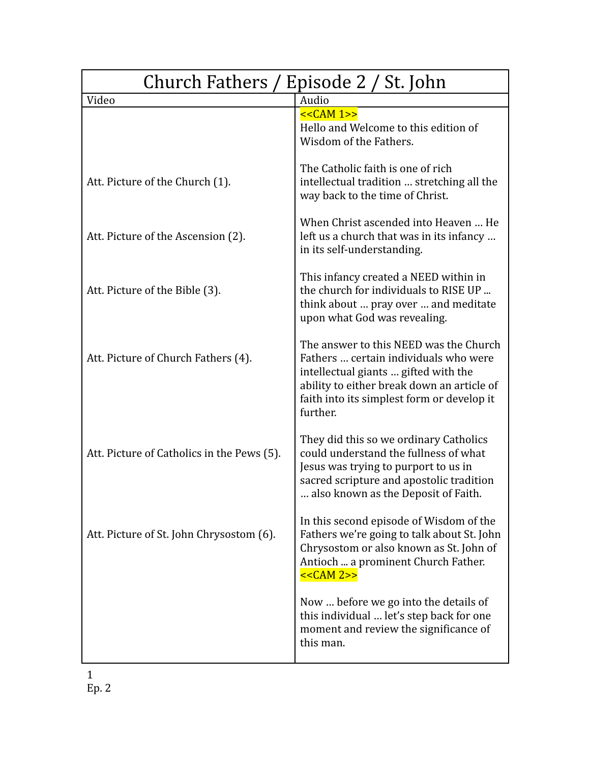| Church Fathers / Episode 2 / St. John | |
|---|---|
| Video | Audio |
| | <<CAM 1>><br>Hello and Welcome to this edition of Wisdom of the Fathers. |
| Att. Picture of the Church (1). | The Catholic faith is one of rich intellectual tradition … stretching all the way back to the time of Christ. |
| Att. Picture of the Ascension (2). | When Christ ascended into Heaven … He left us a church that was in its infancy … in its self-understanding. |
| Att. Picture of the Bible (3). | This infancy created a NEED within in the church for individuals to RISE UP ... think about … pray over … and meditate upon what God was revealing. |
| Att. Picture of Church Fathers (4). | The answer to this NEED was the Church Fathers … certain individuals who were intellectual giants … gifted with the ability to either break down an article of faith into its simplest form or develop it further. |
| Att. Picture of Catholics in the Pews (5). | They did this so we ordinary Catholics could understand the fullness of what Jesus was trying to purport to us in sacred scripture and apostolic tradition … also known as the Deposit of Faith. |
| Att. Picture of St. John Chrysostom (6). | In this second episode of Wisdom of the Fathers we're going to talk about St. John Chrysostom or also known as St. John of Antioch ... a prominent Church Father.<br><<CAM 2>> |
| | Now … before we go into the details of this individual … let's step back for one moment and review the significance of this man. |

1
Ep. 2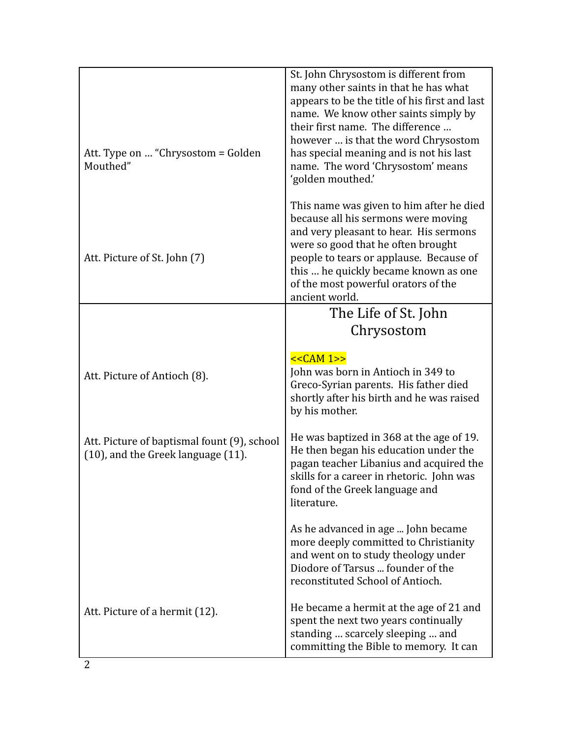| | |
|---|---|
| Att. Type on … "Chrysostom = Golden Mouthed"<br><br>Att. Picture of St. John (7) | St. John Chrysostom is different from many other saints in that he has what appears to be the title of his first and last name. We know other saints simply by their first name. The difference … however … is that the word Chrysostom has special meaning and is not his last name. The word 'Chrysostom' means 'golden mouthed.'<br><br>This name was given to him after he died because all his sermons were moving and very pleasant to hear. His sermons were so good that he often brought people to tears or applause. Because of this … he quickly became known as one of the most powerful orators of the ancient world. |
| Att. Picture of Antioch (8).<br><br>Att. Picture of baptismal fount (9), school (10), and the Greek language (11).<br><br>Att. Picture of a hermit (12). | **The Life of St. John Chrysostom**<br><br><<CAM 1>><br>John was born in Antioch in 349 to Greco-Syrian parents. His father died shortly after his birth and he was raised by his mother.<br><br>He was baptized in 368 at the age of 19. He then began his education under the pagan teacher Libanius and acquired the skills for a career in rhetoric. John was fond of the Greek language and literature.<br><br>As he advanced in age ... John became more deeply committed to Christianity and went on to study theology under Diodore of Tarsus ... founder of the reconstituted School of Antioch.<br><br>He became a hermit at the age of 21 and spent the next two years continually standing … scarcely sleeping … and committing the Bible to memory. It can |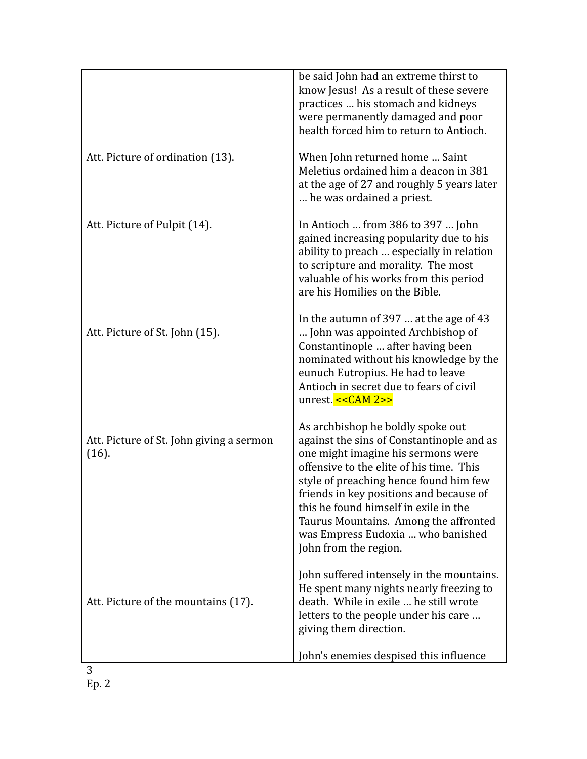| | |
|---|---|
| | be said John had an extreme thirst to know Jesus!  As a result of these severe practices … his stomach and kidneys were permanently damaged and poor health forced him to return to Antioch. |
| Att. Picture of ordination (13). | When John returned home … Saint Meletius ordained him a deacon in 381 at the age of 27 and roughly 5 years later … he was ordained a priest. |
| Att. Picture of Pulpit (14). | In Antioch … from 386 to 397 … John gained increasing popularity due to his ability to preach … especially in relation to scripture and morality.  The most valuable of his works from this period are his Homilies on the Bible. |
| Att. Picture of St. John (15). | In the autumn of 397 … at the age of 43 … John was appointed Archbishop of Constantinople … after having been nominated without his knowledge by the eunuch Eutropius. He had to leave Antioch in secret due to fears of civil unrest. <<CAM 2>> |
| Att. Picture of St. John giving a sermon (16). | As archbishop he boldly spoke out against the sins of Constantinople and as one might imagine his sermons were offensive to the elite of his time.  This style of preaching hence found him few friends in key positions and because of this he found himself in exile in the Taurus Mountains.  Among the affronted was Empress Eudoxia … who banished John from the region. |
| Att. Picture of the mountains (17). | John suffered intensely in the mountains. He spent many nights nearly freezing to death.  While in exile … he still wrote letters to the people under his care … giving them direction. |
| | John's enemies despised this influence |

Ep. 2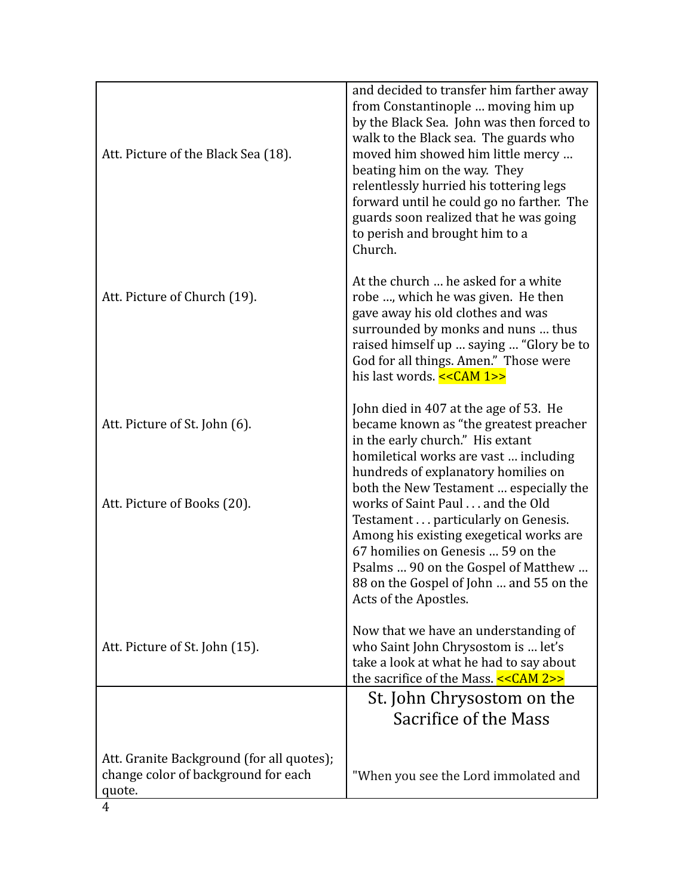| | |
|---|---|
| Att. Picture of the Black Sea (18). | and decided to transfer him farther away from Constantinople … moving him up by the Black Sea. John was then forced to walk to the Black sea. The guards who moved him showed him little mercy … beating him on the way. They relentlessly hurried his tottering legs forward until he could go no farther. The guards soon realized that he was going to perish and brought him to a Church. |
| Att. Picture of Church (19). | At the church … he asked for a white robe …, which he was given. He then gave away his old clothes and was surrounded by monks and nuns … thus raised himself up … saying … "Glory be to God for all things. Amen." Those were his last words. <<CAM 1>> |
| Att. Picture of St. John (6).<br><br>Att. Picture of Books (20). | John died in 407 at the age of 53. He became known as "the greatest preacher in the early church." His extant homiletical works are vast … including hundreds of explanatory homilies on both the New Testament … especially the works of Saint Paul . . . and the Old Testament . . . particularly on Genesis. Among his existing exegetical works are 67 homilies on Genesis … 59 on the Psalms … 90 on the Gospel of Matthew … 88 on the Gospel of John … and 55 on the Acts of the Apostles. |
| Att. Picture of St. John (15). | Now that we have an understanding of who Saint John Chrysostom is … let's take a look at what he had to say about the sacrifice of the Mass. <<CAM 2>> |
| Att. Granite Background (for all quotes); change color of background for each quote. | St. John Chrysostom on the Sacrifice of the Mass<br><br>"When you see the Lord immolated and |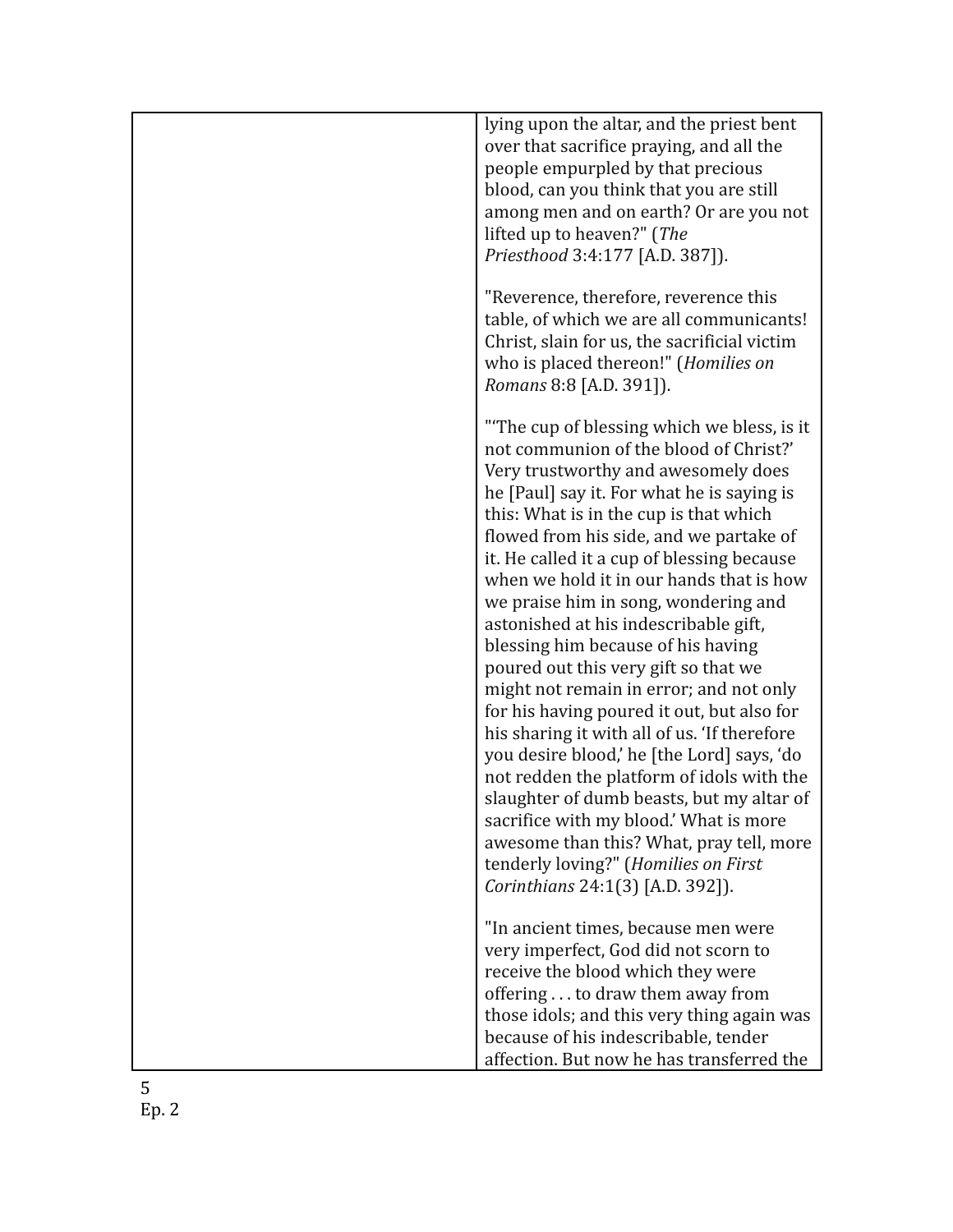| | lying upon the altar, and the priest bent over that sacrifice praying, and all the people empurpled by that precious blood, can you think that you are still among men and on earth? Or are you not lifted up to heaven?" (*The Priesthood* 3:4:177 [A.D. 387]).<br><br>"Reverence, therefore, reverence this table, of which we are all communicants! Christ, slain for us, the sacrificial victim who is placed thereon!" (*Homilies on Romans* 8:8 [A.D. 391]).<br><br>"'The cup of blessing which we bless, is it not communion of the blood of Christ?' Very trustworthy and awesomely does he [Paul] say it. For what he is saying is this: What is in the cup is that which flowed from his side, and we partake of it. He called it a cup of blessing because when we hold it in our hands that is how we praise him in song, wondering and astonished at his indescribable gift, blessing him because of his having poured out this very gift so that we might not remain in error; and not only for his having poured it out, but also for his sharing it with all of us. 'If therefore you desire blood,' he [the Lord] says, 'do not redden the platform of idols with the slaughter of dumb beasts, but my altar of sacrifice with my blood.' What is more awesome than this? What, pray tell, more tenderly loving?" (*Homilies on First Corinthians* 24:1(3) [A.D. 392]).<br><br>"In ancient times, because men were very imperfect, God did not scorn to receive the blood which they were offering . . . to draw them away from those idols; and this very thing again was because of his indescribable, tender affection. But now he has transferred the |
|---|---|

Ep. 2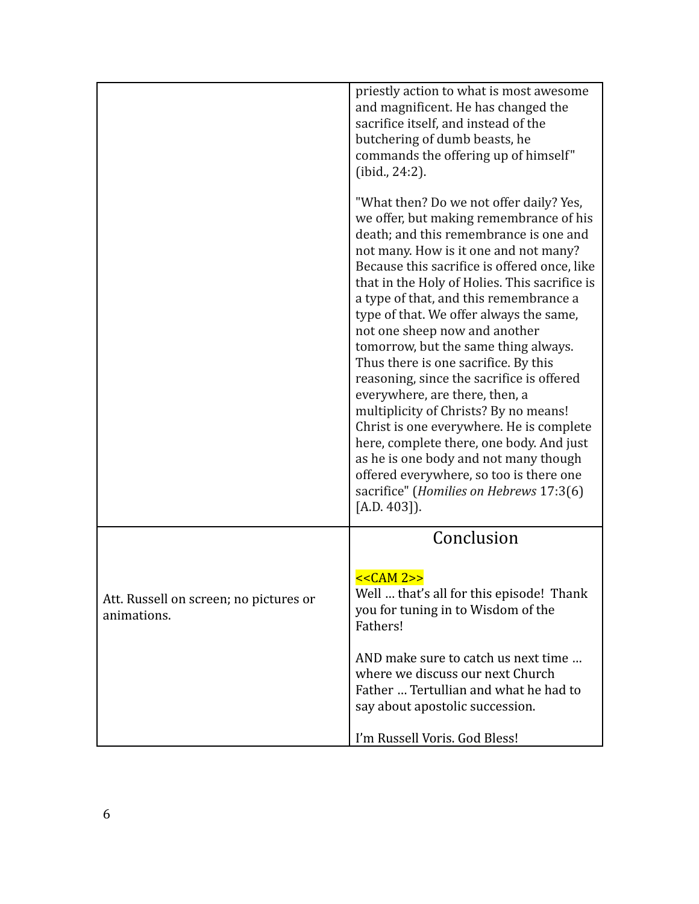| | |
|---|---|
| | priestly action to what is most awesome and magnificent. He has changed the sacrifice itself, and instead of the butchering of dumb beasts, he commands the offering up of himself" (ibid., 24:2).<br><br>"What then? Do we not offer daily? Yes, we offer, but making remembrance of his death; and this remembrance is one and not many. How is it one and not many? Because this sacrifice is offered once, like that in the Holy of Holies. This sacrifice is a type of that, and this remembrance a type of that. We offer always the same, not one sheep now and another tomorrow, but the same thing always. Thus there is one sacrifice. By this reasoning, since the sacrifice is offered everywhere, are there, then, a multiplicity of Christs? By no means! Christ is one everywhere. He is complete here, complete there, one body. And just as he is one body and not many though offered everywhere, so too is there one sacrifice" (*Homilies on Hebrews* 17:3(6) [A.D. 403]). |
| Att. Russell on screen; no pictures or animations. | **Conclusion**<br><br><<CAM 2>><br>Well … that's all for this episode! Thank you for tuning in to Wisdom of the Fathers!<br><br>AND make sure to catch us next time … where we discuss our next Church Father … Tertullian and what he had to say about apostolic succession.<br><br>I'm Russell Voris. God Bless! |